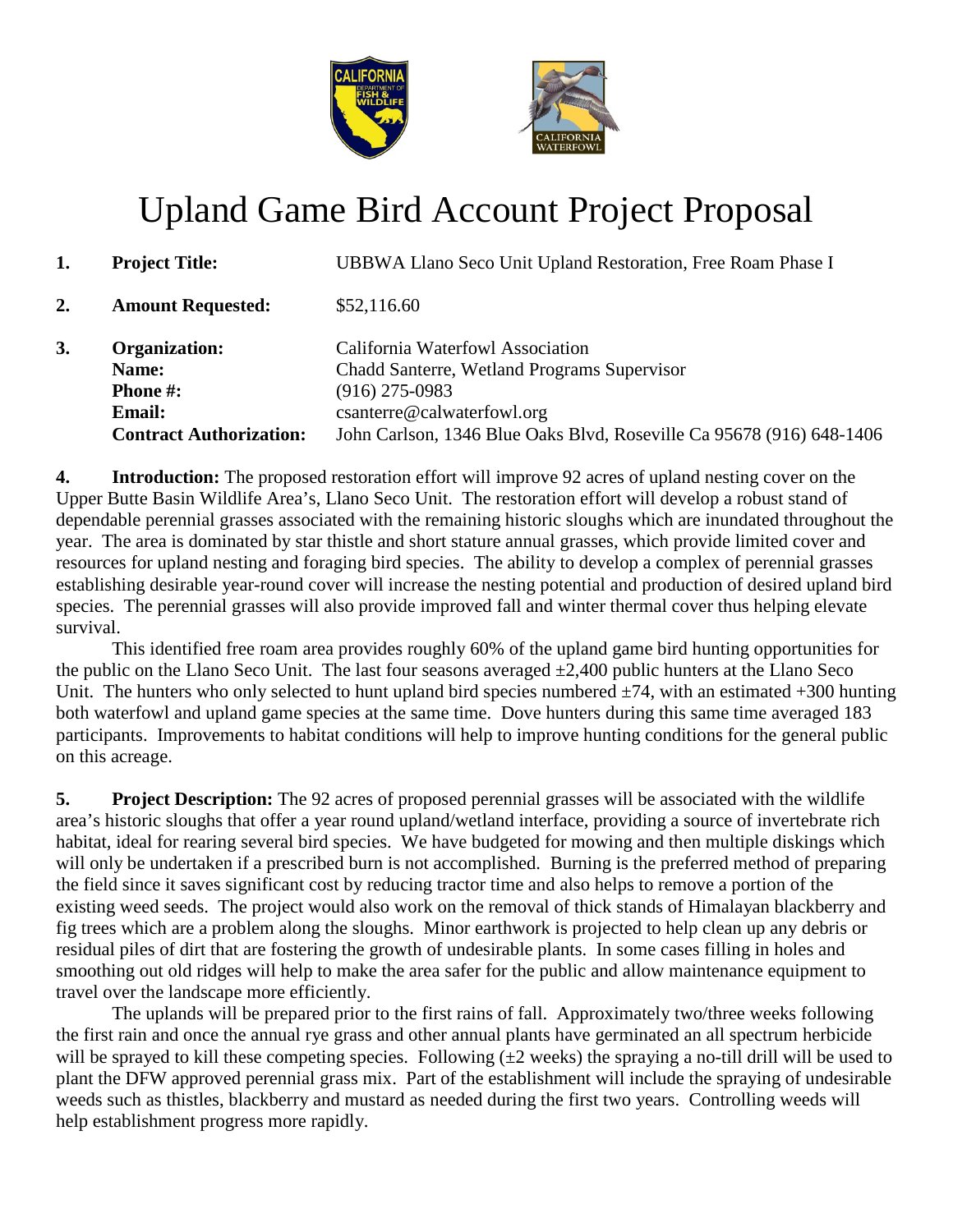# Upland Game Bird Account Project Proposal

**1. Project Title:** UBBWA Llano Seco Unit Upland Restoration, Free Roam Phase I

**2. Amount Requested:** $52,116.60

**3. Organization:** California Waterfowl Association
**Name:** Chadd Santerre, Wetland Programs Supervisor
**Phone #:** (916) 275-0983
**Email:** csanterre@calwaterfowl.org
**Contract Authorization:** John Carlson, 1346 Blue Oaks Blvd, Roseville Ca 95678 (916) 648-1406

**4. Introduction:** The proposed restoration effort will improve 92 acres of upland nesting cover on the Upper Butte Basin Wildlife Area's, Llano Seco Unit. The restoration effort will develop a robust stand of dependable perennial grasses associated with the remaining historic sloughs which are inundated throughout the year. The area is dominated by star thistle and short stature annual grasses, which provide limited cover and resources for upland nesting and foraging bird species. The ability to develop a complex of perennial grasses establishing desirable year-round cover will increase the nesting potential and production of desired upland bird species. The perennial grasses will also provide improved fall and winter thermal cover thus helping elevate survival.

This identified free roam area provides roughly 60% of the upland game bird hunting opportunities for the public on the Llano Seco Unit. The last four seasons averaged ±2,400 public hunters at the Llano Seco Unit. The hunters who only selected to hunt upland bird species numbered ±74, with an estimated +300 hunting both waterfowl and upland game species at the same time. Dove hunters during this same time averaged 183 participants. Improvements to habitat conditions will help to improve hunting conditions for the general public on this acreage.

**5. Project Description:** The 92 acres of proposed perennial grasses will be associated with the wildlife area's historic sloughs that offer a year round upland/wetland interface, providing a source of invertebrate rich habitat, ideal for rearing several bird species. We have budgeted for mowing and then multiple diskings which will only be undertaken if a prescribed burn is not accomplished. Burning is the preferred method of preparing the field since it saves significant cost by reducing tractor time and also helps to remove a portion of the existing weed seeds. The project would also work on the removal of thick stands of Himalayan blackberry and fig trees which are a problem along the sloughs. Minor earthwork is projected to help clean up any debris or residual piles of dirt that are fostering the growth of undesirable plants. In some cases filling in holes and smoothing out old ridges will help to make the area safer for the public and allow maintenance equipment to travel over the landscape more efficiently.

The uplands will be prepared prior to the first rains of fall. Approximately two/three weeks following the first rain and once the annual rye grass and other annual plants have germinated an all spectrum herbicide will be sprayed to kill these competing species. Following (±2 weeks) the spraying a no-till drill will be used to plant the DFW approved perennial grass mix. Part of the establishment will include the spraying of undesirable weeds such as thistles, blackberry and mustard as needed during the first two years. Controlling weeds will help establishment progress more rapidly.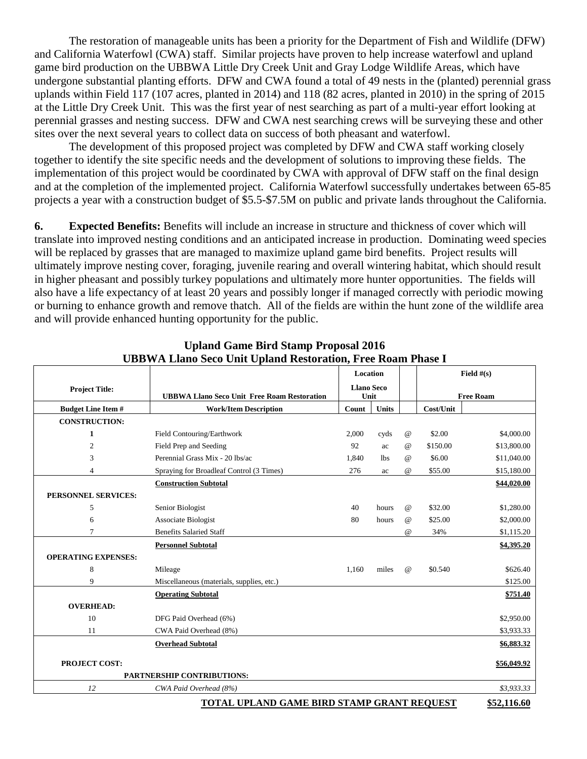The restoration of manageable units has been a priority for the Department of Fish and Wildlife (DFW) and California Waterfowl (CWA) staff. Similar projects have proven to help increase waterfowl and upland game bird production on the UBBWA Little Dry Creek Unit and Gray Lodge Wildlife Areas, which have undergone substantial planting efforts. DFW and CWA found a total of 49 nests in the (planted) perennial grass uplands within Field 117 (107 acres, planted in 2014) and 118 (82 acres, planted in 2010) in the spring of 2015 at the Little Dry Creek Unit. This was the first year of nest searching as part of a multi-year effort looking at perennial grasses and nesting success. DFW and CWA nest searching crews will be surveying these and other sites over the next several years to collect data on success of both pheasant and waterfowl.

The development of this proposed project was completed by DFW and CWA staff working closely together to identify the site specific needs and the development of solutions to improving these fields. The implementation of this project would be coordinated by CWA with approval of DFW staff on the final design and at the completion of the implemented project. California Waterfowl successfully undertakes between 65-85 projects a year with a construction budget of $5.5-$7.5M on public and private lands throughout the California.

**6. Expected Benefits:** Benefits will include an increase in structure and thickness of cover which will translate into improved nesting conditions and an anticipated increase in production. Dominating weed species will be replaced by grasses that are managed to maximize upland game bird benefits. Project results will ultimately improve nesting cover, foraging, juvenile rearing and overall wintering habitat, which should result in higher pheasant and possibly turkey populations and ultimately more hunter opportunities. The fields will also have a life expectancy of at least 20 years and possibly longer if managed correctly with periodic mowing or burning to enhance growth and remove thatch. All of the fields are within the hunt zone of the wildlife area and will provide enhanced hunting opportunity for the public.

**Upland Game Bird Stamp Proposal 2016**
**UBBWA Llano Seco Unit Upland Restoration, Free Roam Phase I**

| | | Location | | | Field #(s) | |
|---|---|---|---|---|---|---|
| **Project Title:** | **UBBWA Llano Seco Unit Free Roam Restoration** | **Llano Seco Unit** | | | **Free Roam** | |
| **Budget Line Item #** | **Work/Item Description** | **Count** | **Units** | | **Cost/Unit** | |
| **CONSTRUCTION:** | | | | | | |
| **1** | Field Contouring/Earthwork | 2,000 | cyds | @ | $2.00 | $4,000.00 |
| 2 | Field Prep and Seeding | 92 | ac | @ | $150.00 | $13,800.00 |
| 3 | Perennial Grass Mix - 20 lbs/ac | 1,840 | lbs | @ | $6.00 | $11,040.00 |
| 4 | Spraying for Broadleaf Control (3 Times) | 276 | ac | @ | $55.00 | $15,180.00 |
| | **Construction Subtotal** | | | | | **$44,020.00** |
| **PERSONNEL SERVICES:** | | | | | | |
| 5 | Senior Biologist | 40 | hours | @ | $32.00 | $1,280.00 |
| 6 | Associate Biologist | 80 | hours | @ | $25.00 | $2,000.00 |
| 7 | Benefits Salaried Staff | | | @ | 34% | $1,115.20 |
| | **Personnel Subtotal** | | | | | **$4,395.20** |
| **OPERATING EXPENSES:** | | | | | | |
| 8 | Mileage | 1,160 | miles | @ | $0.540 | $626.40 |
| 9 | Miscellaneous (materials, supplies, etc.) | | | | | $125.00 |
| | **Operating Subtotal** | | | | | **$751.40** |
| **OVERHEAD:** | | | | | | |
| 10 | DFG Paid Overhead (6%) | | | | | $2,950.00 |
| 11 | CWA Paid Overhead (8%) | | | | | $3,933.33 |
| | **Overhead Subtotal** | | | | | **$6,883.32** |
| **PROJECT COST:** | | | | | | **$56,049.92** |
| | **PARTNERSHIP CONTRIBUTIONS:** | | | | | |
| *12* | *CWA Paid Overhead (8%)* | | | | | *$3,933.33* |
| | **TOTAL UPLAND GAME BIRD STAMP GRANT REQUEST** | | | | | **$52,116.60** |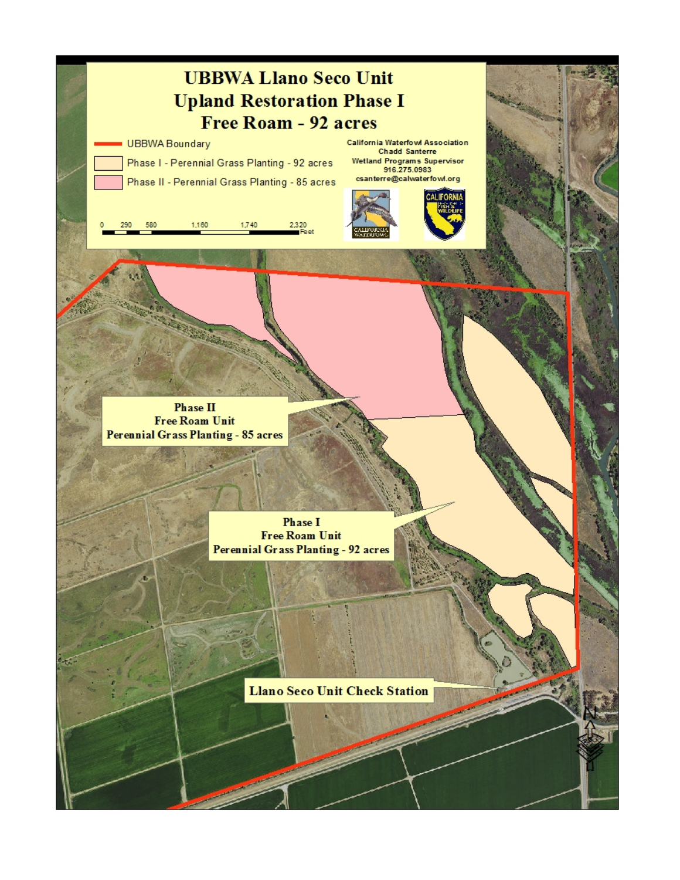# UBBWA Llano Seco Unit
# Upland Restoration Phase I
# Free Roam - 92 acres

UBBWA Boundary

Phase I - Perennial Grass Planting - 92 acres

Phase II - Perennial Grass Planting - 85 acres

0 290 580 1,160 1,740 2,320 Feet

California Waterfowl Association
Chadd Santerre
Wetland Programs Supervisor
916.275.0983
csanterre@calwaterfowl.org

**Phase II**
**Free Roam Unit**
**Perennial Grass Planting - 85 acres**

**Phase I**
**Free Roam Unit**
**Perennial Grass Planting - 92 acres**

**Llano Seco Unit Check Station**